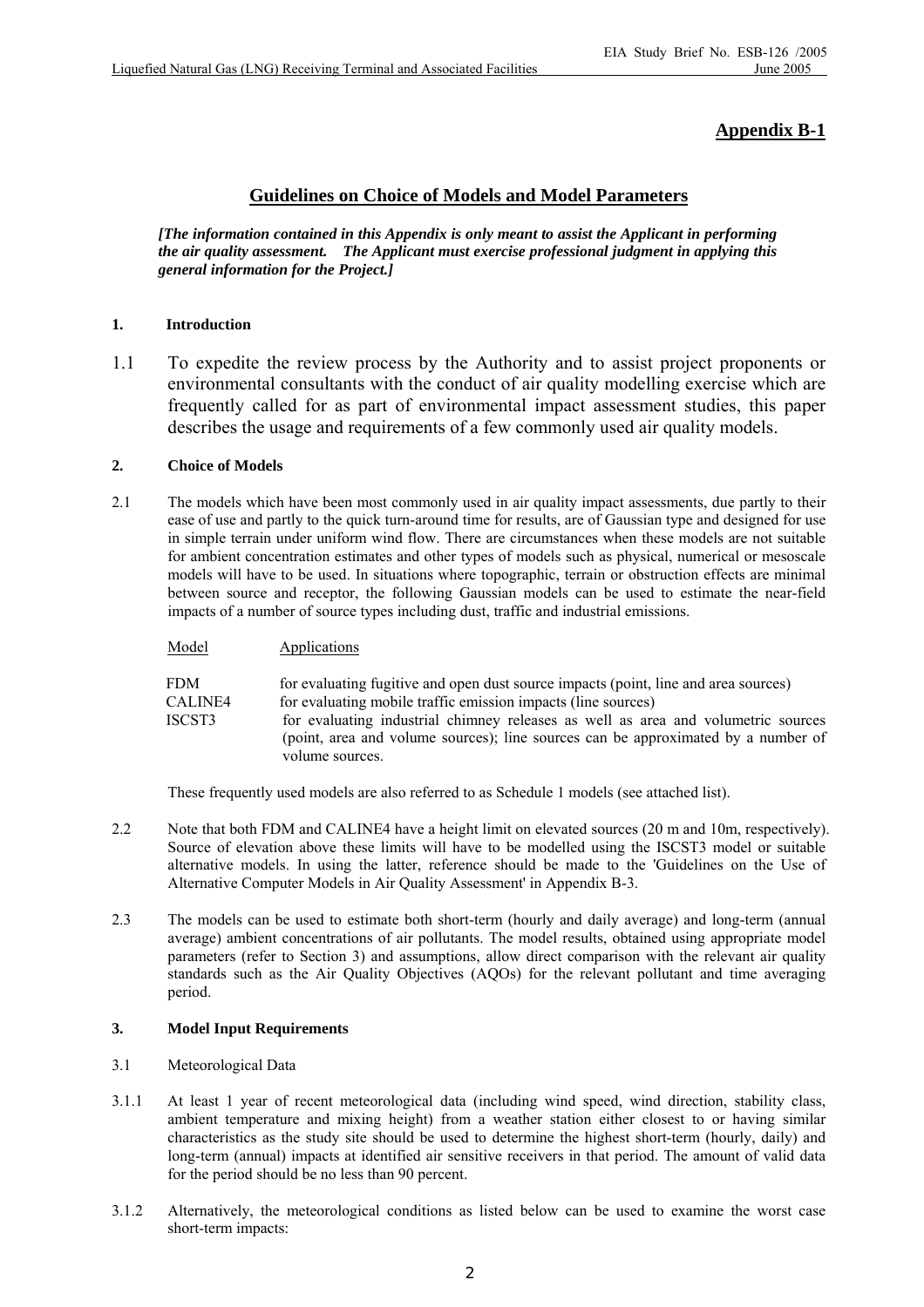## Appendix B-1

## Guidelines on Choice of Models and Model Parameters

***[The information contained in this Appendix is only meant to assist the Applicant in performing the air quality assessment. The Applicant must exercise professional judgment in applying this general information for the Project.]***

### 1. Introduction

1.1 To expedite the review process by the Authority and to assist project proponents or environmental consultants with the conduct of air quality modelling exercise which are frequently called for as part of environmental impact assessment studies, this paper describes the usage and requirements of a few commonly used air quality models.

### 2. Choice of Models

2.1 The models which have been most commonly used in air quality impact assessments, due partly to their ease of use and partly to the quick turn-around time for results, are of Gaussian type and designed for use in simple terrain under uniform wind flow. There are circumstances when these models are not suitable for ambient concentration estimates and other types of models such as physical, numerical or mesoscale models will have to be used. In situations where topographic, terrain or obstruction effects are minimal between source and receptor, the following Gaussian models can be used to estimate the near-field impacts of a number of source types including dust, traffic and industrial emissions.

| Model | Applications |
|---|---|
| FDM | for evaluating fugitive and open dust source impacts (point, line and area sources) |
| CALINE4 | for evaluating mobile traffic emission impacts (line sources) |
| ISCST3 | for evaluating industrial chimney releases as well as area and volumetric sources (point, area and volume sources); line sources can be approximated by a number of volume sources. |

These frequently used models are also referred to as Schedule 1 models (see attached list).

2.2 Note that both FDM and CALINE4 have a height limit on elevated sources (20 m and 10m, respectively). Source of elevation above these limits will have to be modelled using the ISCST3 model or suitable alternative models. In using the latter, reference should be made to the 'Guidelines on the Use of Alternative Computer Models in Air Quality Assessment' in Appendix B-3.

2.3 The models can be used to estimate both short-term (hourly and daily average) and long-term (annual average) ambient concentrations of air pollutants. The model results, obtained using appropriate model parameters (refer to Section 3) and assumptions, allow direct comparison with the relevant air quality standards such as the Air Quality Objectives (AQOs) for the relevant pollutant and time averaging period.

### 3. Model Input Requirements

3.1 Meteorological Data

3.1.1 At least 1 year of recent meteorological data (including wind speed, wind direction, stability class, ambient temperature and mixing height) from a weather station either closest to or having similar characteristics as the study site should be used to determine the highest short-term (hourly, daily) and long-term (annual) impacts at identified air sensitive receivers in that period. The amount of valid data for the period should be no less than 90 percent.

3.1.2 Alternatively, the meteorological conditions as listed below can be used to examine the worst case short-term impacts: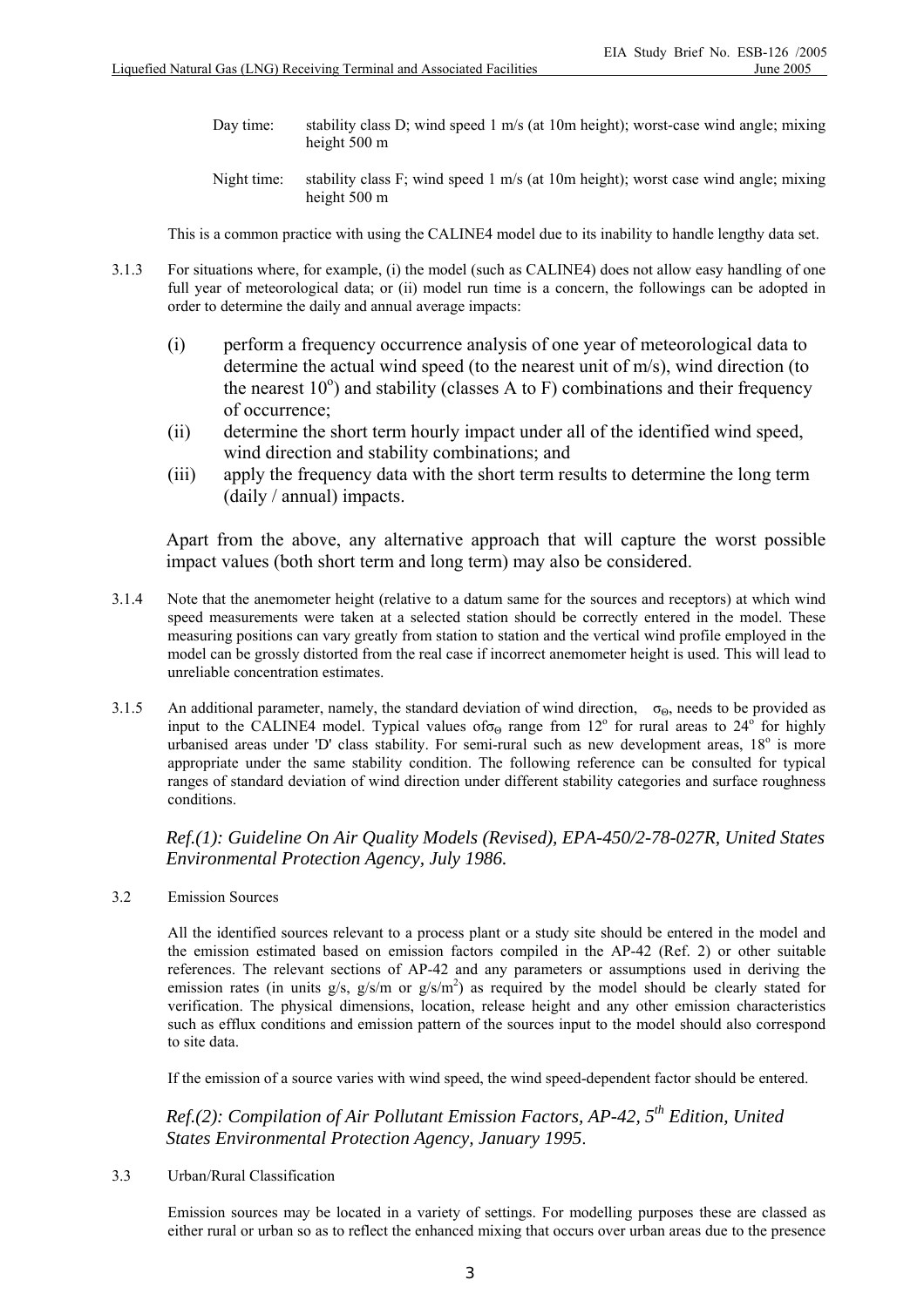Day time: stability class D; wind speed 1 m/s (at 10m height); worst-case wind angle; mixing height 500 m

Night time: stability class F; wind speed 1 m/s (at 10m height); worst case wind angle; mixing height 500 m

This is a common practice with using the CALINE4 model due to its inability to handle lengthy data set.

3.1.3 For situations where, for example, (i) the model (such as CALINE4) does not allow easy handling of one full year of meteorological data; or (ii) model run time is a concern, the followings can be adopted in order to determine the daily and annual average impacts:

(i) perform a frequency occurrence analysis of one year of meteorological data to determine the actual wind speed (to the nearest unit of m/s), wind direction (to the nearest $10^{o}$) and stability (classes A to F) combinations and their frequency of occurrence;

(ii) determine the short term hourly impact under all of the identified wind speed, wind direction and stability combinations; and

(iii) apply the frequency data with the short term results to determine the long term (daily / annual) impacts.

Apart from the above, any alternative approach that will capture the worst possible impact values (both short term and long term) may also be considered.

3.1.4 Note that the anemometer height (relative to a datum same for the sources and receptors) at which wind speed measurements were taken at a selected station should be correctly entered in the model. These measuring positions can vary greatly from station to station and the vertical wind profile employed in the model can be grossly distorted from the real case if incorrect anemometer height is used. This will lead to unreliable concentration estimates.

3.1.5 An additional parameter, namely, the standard deviation of wind direction, $\sigma_{\Theta}$, needs to be provided as input to the CALINE4 model. Typical values of $\sigma_{\Theta}$ range from $12^{o}$ for rural areas to $24^{o}$ for highly urbanised areas under 'D' class stability. For semi-rural such as new development areas, $18^{o}$ is more appropriate under the same stability condition. The following reference can be consulted for typical ranges of standard deviation of wind direction under different stability categories and surface roughness conditions.

*Ref.(1): Guideline On Air Quality Models (Revised), EPA-450/2-78-027R, United States Environmental Protection Agency, July 1986.*

3.2 Emission Sources

All the identified sources relevant to a process plant or a study site should be entered in the model and the emission estimated based on emission factors compiled in the AP-42 (Ref. 2) or other suitable references. The relevant sections of AP-42 and any parameters or assumptions used in deriving the emission rates (in units g/s, g/s/m or $g/s/m^2$) as required by the model should be clearly stated for verification. The physical dimensions, location, release height and any other emission characteristics such as efflux conditions and emission pattern of the sources input to the model should also correspond to site data.

If the emission of a source varies with wind speed, the wind speed-dependent factor should be entered.

*Ref.(2): Compilation of Air Pollutant Emission Factors, AP-42, 5th Edition, United States Environmental Protection Agency, January 1995.*

3.3 Urban/Rural Classification

Emission sources may be located in a variety of settings. For modelling purposes these are classed as either rural or urban so as to reflect the enhanced mixing that occurs over urban areas due to the presence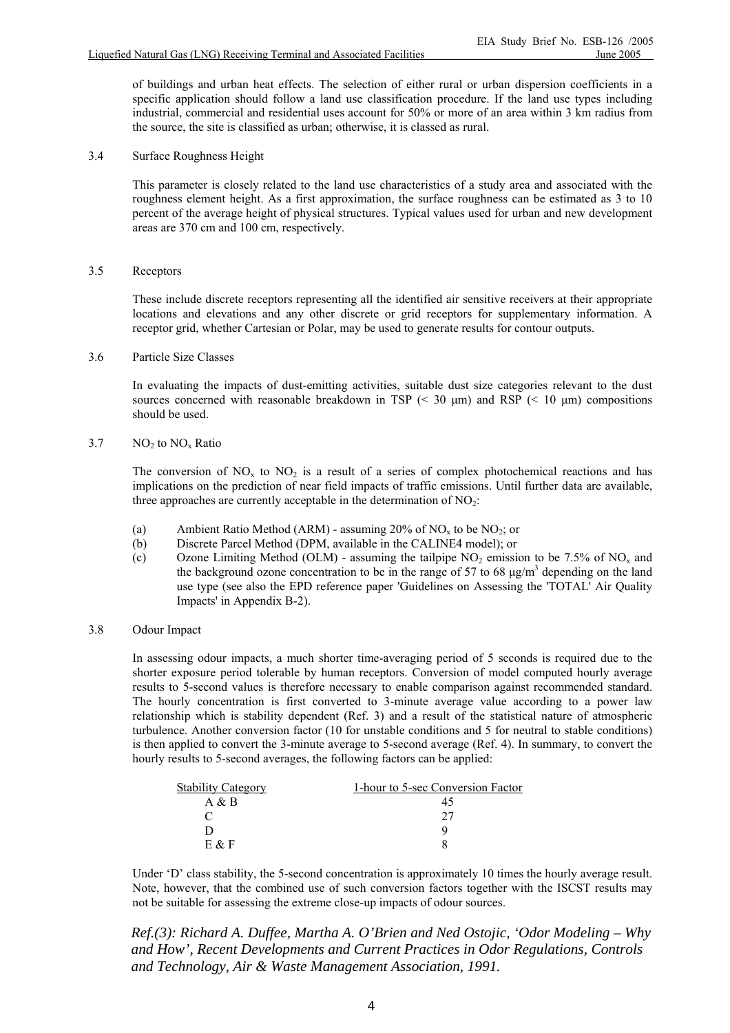of buildings and urban heat effects. The selection of either rural or urban dispersion coefficients in a specific application should follow a land use classification procedure. If the land use types including industrial, commercial and residential uses account for 50% or more of an area within 3 km radius from the source, the site is classified as urban; otherwise, it is classed as rural.

3.4 Surface Roughness Height

This parameter is closely related to the land use characteristics of a study area and associated with the roughness element height. As a first approximation, the surface roughness can be estimated as 3 to 10 percent of the average height of physical structures. Typical values used for urban and new development areas are 370 cm and 100 cm, respectively.

3.5 Receptors

These include discrete receptors representing all the identified air sensitive receivers at their appropriate locations and elevations and any other discrete or grid receptors for supplementary information. A receptor grid, whether Cartesian or Polar, may be used to generate results for contour outputs.

3.6 Particle Size Classes

In evaluating the impacts of dust-emitting activities, suitable dust size categories relevant to the dust sources concerned with reasonable breakdown in TSP (< 30 μm) and RSP (< 10 μm) compositions should be used.

3.7 $NO_2$ to $NO_x$ Ratio

The conversion of $NO_x$ to $NO_2$ is a result of a series of complex photochemical reactions and has implications on the prediction of near field impacts of traffic emissions. Until further data are available, three approaches are currently acceptable in the determination of $NO_2$:

(a) Ambient Ratio Method (ARM) - assuming 20% of $NO_x$ to be $NO_2$; or
(b) Discrete Parcel Method (DPM, available in the CALINE4 model); or
(c) Ozone Limiting Method (OLM) - assuming the tailpipe $NO_2$ emission to be 7.5% of $NO_x$ and the background ozone concentration to be in the range of 57 to 68 μg/m$^3$ depending on the land use type (see also the EPD reference paper 'Guidelines on Assessing the 'TOTAL' Air Quality Impacts' in Appendix B-2).

3.8 Odour Impact

In assessing odour impacts, a much shorter time-averaging period of 5 seconds is required due to the shorter exposure period tolerable by human receptors. Conversion of model computed hourly average results to 5-second values is therefore necessary to enable comparison against recommended standard. The hourly concentration is first converted to 3-minute average value according to a power law relationship which is stability dependent (Ref. 3) and a result of the statistical nature of atmospheric turbulence. Another conversion factor (10 for unstable conditions and 5 for neutral to stable conditions) is then applied to convert the 3-minute average to 5-second average (Ref. 4). In summary, to convert the hourly results to 5-second averages, the following factors can be applied:

| Stability Category | 1-hour to 5-sec Conversion Factor |
|---|---|
| A & B | 45 |
| C | 27 |
| D | 9 |
| E & F | 8 |

Under 'D' class stability, the 5-second concentration is approximately 10 times the hourly average result. Note, however, that the combined use of such conversion factors together with the ISCST results may not be suitable for assessing the extreme close-up impacts of odour sources.

*Ref.(3): Richard A. Duffee, Martha A. O'Brien and Ned Ostojic, 'Odor Modeling – Why and How', Recent Developments and Current Practices in Odor Regulations, Controls and Technology, Air & Waste Management Association, 1991.*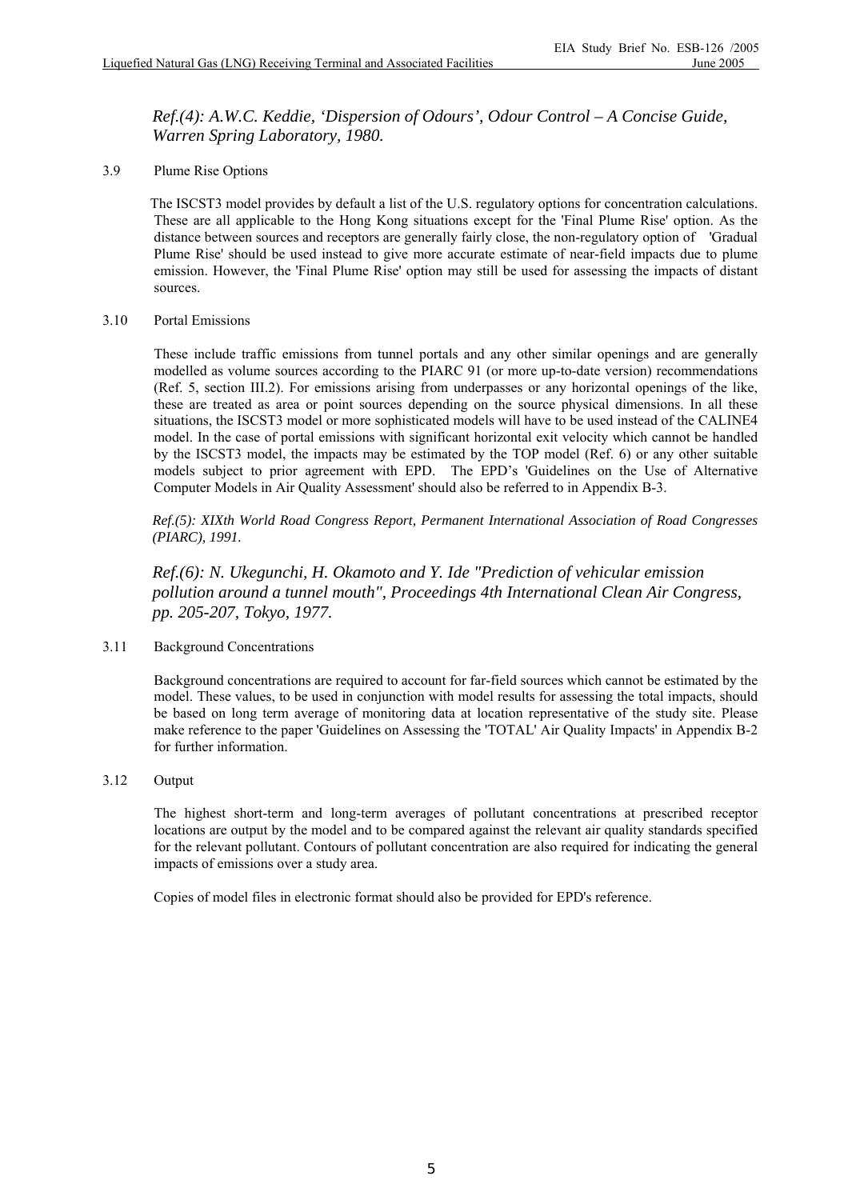*Ref.(4): A.W.C. Keddie, 'Dispersion of Odours', Odour Control – A Concise Guide, Warren Spring Laboratory, 1980.*

3.9 Plume Rise Options

The ISCST3 model provides by default a list of the U.S. regulatory options for concentration calculations. These are all applicable to the Hong Kong situations except for the 'Final Plume Rise' option. As the distance between sources and receptors are generally fairly close, the non-regulatory option of 'Gradual Plume Rise' should be used instead to give more accurate estimate of near-field impacts due to plume emission. However, the 'Final Plume Rise' option may still be used for assessing the impacts of distant sources.

3.10 Portal Emissions

These include traffic emissions from tunnel portals and any other similar openings and are generally modelled as volume sources according to the PIARC 91 (or more up-to-date version) recommendations (Ref. 5, section III.2). For emissions arising from underpasses or any horizontal openings of the like, these are treated as area or point sources depending on the source physical dimensions. In all these situations, the ISCST3 model or more sophisticated models will have to be used instead of the CALINE4 model. In the case of portal emissions with significant horizontal exit velocity which cannot be handled by the ISCST3 model, the impacts may be estimated by the TOP model (Ref. 6) or any other suitable models subject to prior agreement with EPD. The EPD's 'Guidelines on the Use of Alternative Computer Models in Air Quality Assessment' should also be referred to in Appendix B-3.

*Ref.(5): XIXth World Road Congress Report, Permanent International Association of Road Congresses (PIARC), 1991.*

*Ref.(6): N. Ukegunchi, H. Okamoto and Y. Ide "Prediction of vehicular emission pollution around a tunnel mouth", Proceedings 4th International Clean Air Congress, pp. 205-207, Tokyo, 1977.*

3.11 Background Concentrations

Background concentrations are required to account for far-field sources which cannot be estimated by the model. These values, to be used in conjunction with model results for assessing the total impacts, should be based on long term average of monitoring data at location representative of the study site. Please make reference to the paper 'Guidelines on Assessing the 'TOTAL' Air Quality Impacts' in Appendix B-2 for further information.

3.12 Output

The highest short-term and long-term averages of pollutant concentrations at prescribed receptor locations are output by the model and to be compared against the relevant air quality standards specified for the relevant pollutant. Contours of pollutant concentration are also required for indicating the general impacts of emissions over a study area.

Copies of model files in electronic format should also be provided for EPD's reference.